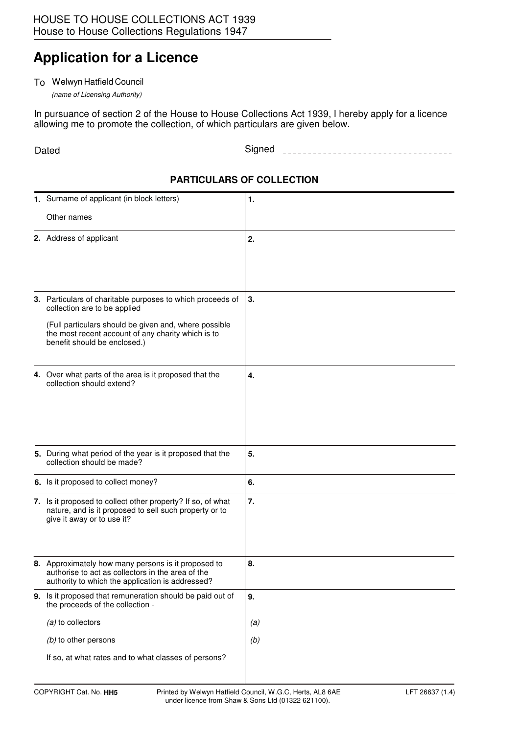HOUSE TO HOUSE COLLECTIONS ACT 1939
House to House Collections Regulations 1947

# Application for a Licence

To Welwyn Hatfield Council
*(name of Licensing Authority)*

In pursuance of section 2 of the House to House Collections Act 1939, I hereby apply for a licence allowing me to promote the collection, of which particulars are given below.

Dated                                        Signed ________________________________

## PARTICULARS OF COLLECTION

| | |
|---|---|
| **1.** Surname of applicant (in block letters)<br><br>Other names | **1.** |
| **2.** Address of applicant | **2.** |
| **3.** Particulars of charitable purposes to which proceeds of collection are to be applied<br><br>(Full particulars should be given and, where possible the most recent account of any charity which is to benefit should be enclosed.) | **3.** |
| **4.** Over what parts of the area is it proposed that the collection should extend? | **4.** |
| **5.** During what period of the year is it proposed that the collection should be made? | **5.** |
| **6.** Is it proposed to collect money? | **6.** |
| **7.** Is it proposed to collect other property? If so, of what nature, and is it proposed to sell such property or to give it away or to use it? | **7.** |
| **8.** Approximately how many persons is it proposed to authorise to act as collectors in the area of the authority to which the application is addressed? | **8.** |
| **9.** Is it proposed that remuneration should be paid out of the proceeds of the collection -<br><br>*(a)* to collectors<br><br>*(b)* to other persons<br><br>If so, at what rates and to what classes of persons? | **9.**<br><br>*(a)*<br><br>*(b)* |

COPYRIGHT Cat. No. **HH5**     Printed by Welwyn Hatfield Council, W.G.C, Herts, AL8 6AE under licence from Shaw & Sons Ltd (01322 621100).     LFT 26637 (1.4)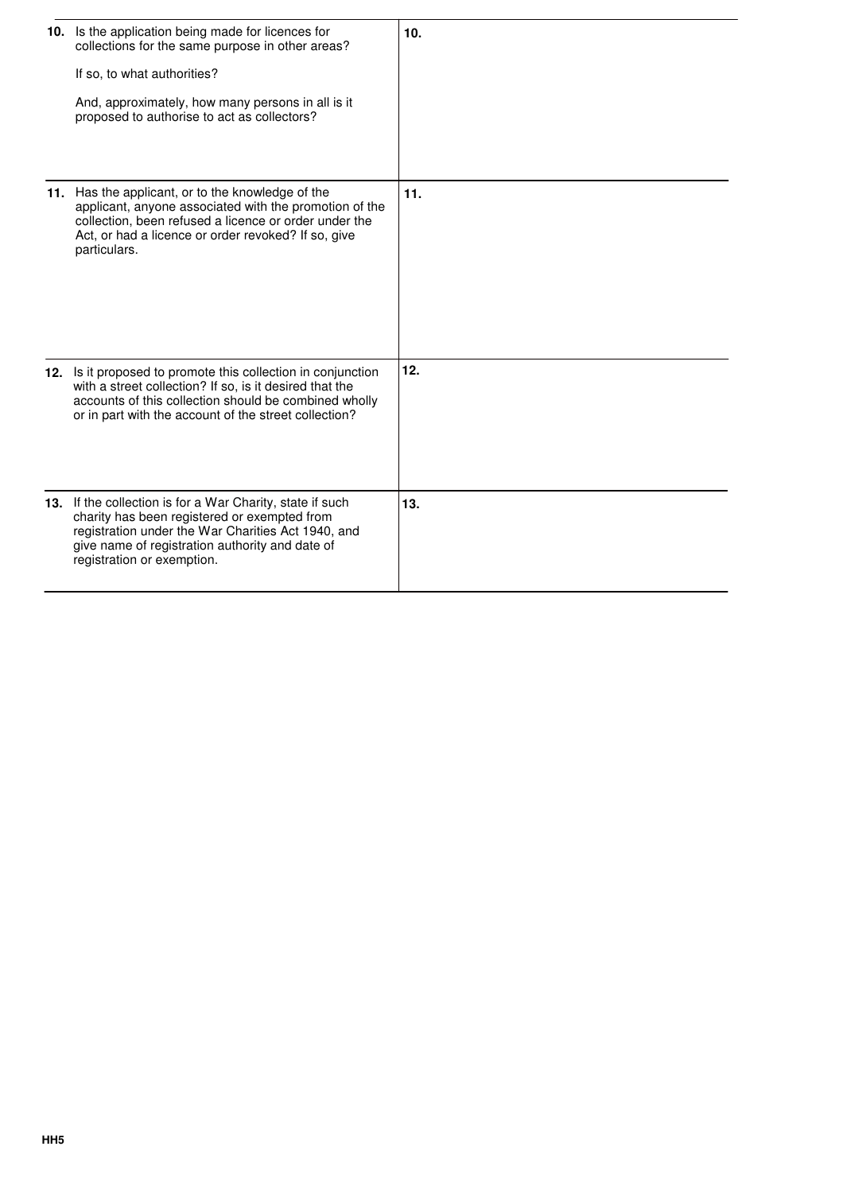| | |
|---|---|
| **10.** Is the application being made for licences for collections for the same purpose in other areas?<br><br>If so, to what authorities?<br><br>And, approximately, how many persons in all is it proposed to authorise to act as collectors? | **10.** |
| **11.** Has the applicant, or to the knowledge of the applicant, anyone associated with the promotion of the collection, been refused a licence or order under the Act, or had a licence or order revoked? If so, give particulars. | **11.** |
| **12.** Is it proposed to promote this collection in conjunction with a street collection? If so, is it desired that the accounts of this collection should be combined wholly or in part with the account of the street collection? | **12.** |
| **13.** If the collection is for a War Charity, state if such charity has been registered or exempted from registration under the War Charities Act 1940, and give name of registration authority and date of registration or exemption. | **13.** |

HH5